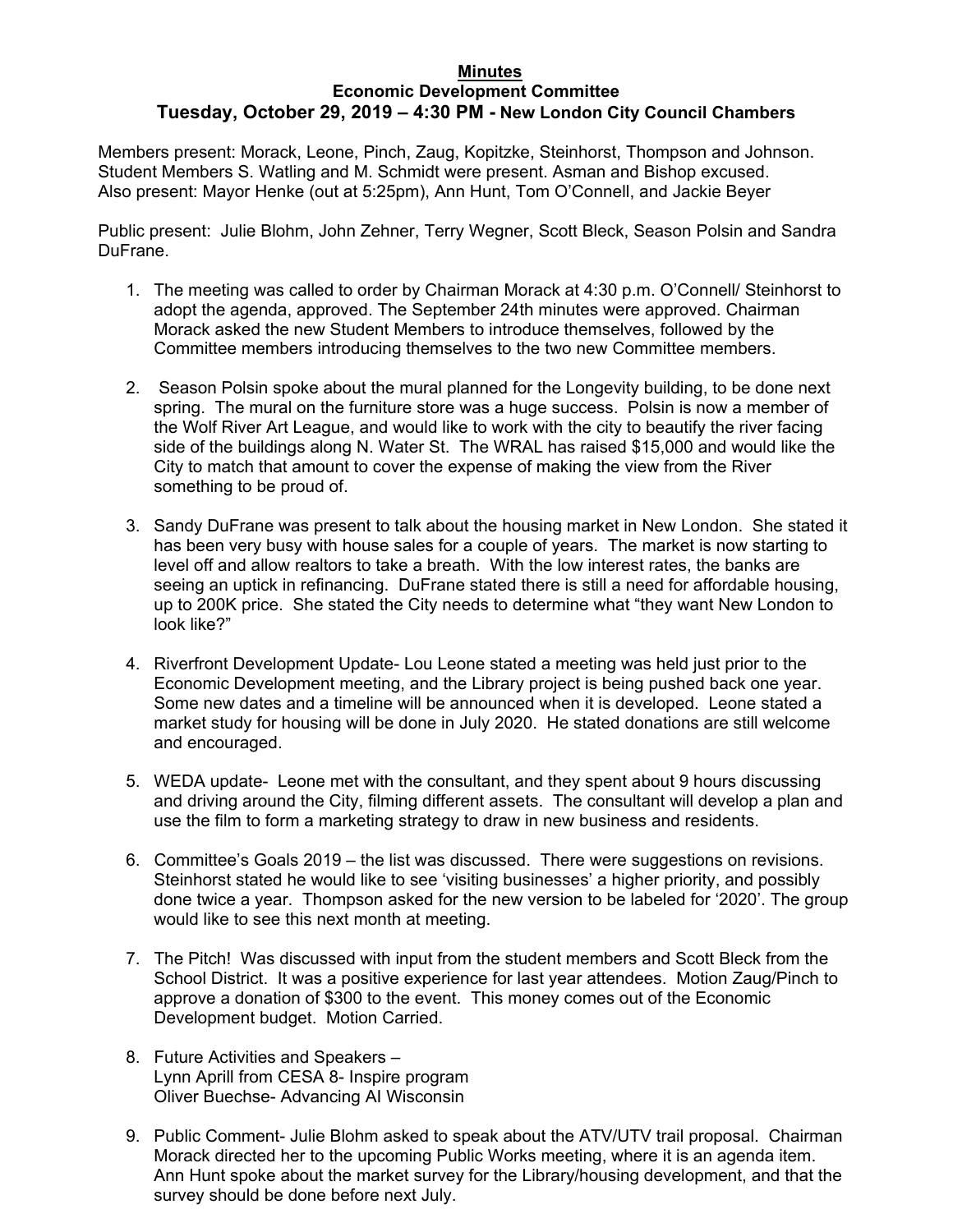# Minutes

## Economic Development Committee

### Tuesday, October 29, 2019 – 4:30 PM - New London City Council Chambers

Members present: Morack, Leone, Pinch, Zaug, Kopitzke, Steinhorst, Thompson and Johnson. Student Members S. Watling and M. Schmidt were present. Asman and Bishop excused. Also present: Mayor Henke (out at 5:25pm), Ann Hunt, Tom O'Connell, and Jackie Beyer

Public present: Julie Blohm, John Zehner, Terry Wegner, Scott Bleck, Season Polsin and Sandra DuFrane.

1. The meeting was called to order by Chairman Morack at 4:30 p.m. O'Connell/ Steinhorst to adopt the agenda, approved. The September 24th minutes were approved. Chairman Morack asked the new Student Members to introduce themselves, followed by the Committee members introducing themselves to the two new Committee members.

2. Season Polsin spoke about the mural planned for the Longevity building, to be done next spring. The mural on the furniture store was a huge success. Polsin is now a member of the Wolf River Art League, and would like to work with the city to beautify the river facing side of the buildings along N. Water St. The WRAL has raised $15,000 and would like the City to match that amount to cover the expense of making the view from the River something to be proud of.

3. Sandy DuFrane was present to talk about the housing market in New London. She stated it has been very busy with house sales for a couple of years. The market is now starting to level off and allow realtors to take a breath. With the low interest rates, the banks are seeing an uptick in refinancing. DuFrane stated there is still a need for affordable housing, up to 200K price. She stated the City needs to determine what "they want New London to look like?"

4. Riverfront Development Update- Lou Leone stated a meeting was held just prior to the Economic Development meeting, and the Library project is being pushed back one year. Some new dates and a timeline will be announced when it is developed. Leone stated a market study for housing will be done in July 2020. He stated donations are still welcome and encouraged.

5. WEDA update- Leone met with the consultant, and they spent about 9 hours discussing and driving around the City, filming different assets. The consultant will develop a plan and use the film to form a marketing strategy to draw in new business and residents.

6. Committee's Goals 2019 – the list was discussed. There were suggestions on revisions. Steinhorst stated he would like to see 'visiting businesses' a higher priority, and possibly done twice a year. Thompson asked for the new version to be labeled for '2020'. The group would like to see this next month at meeting.

7. The Pitch! Was discussed with input from the student members and Scott Bleck from the School District. It was a positive experience for last year attendees. Motion Zaug/Pinch to approve a donation of $300 to the event. This money comes out of the Economic Development budget. Motion Carried.

8. Future Activities and Speakers –
   Lynn Aprill from CESA 8- Inspire program
   Oliver Buechse- Advancing AI Wisconsin

9. Public Comment- Julie Blohm asked to speak about the ATV/UTV trail proposal. Chairman Morack directed her to the upcoming Public Works meeting, where it is an agenda item. Ann Hunt spoke about the market survey for the Library/housing development, and that the survey should be done before next July.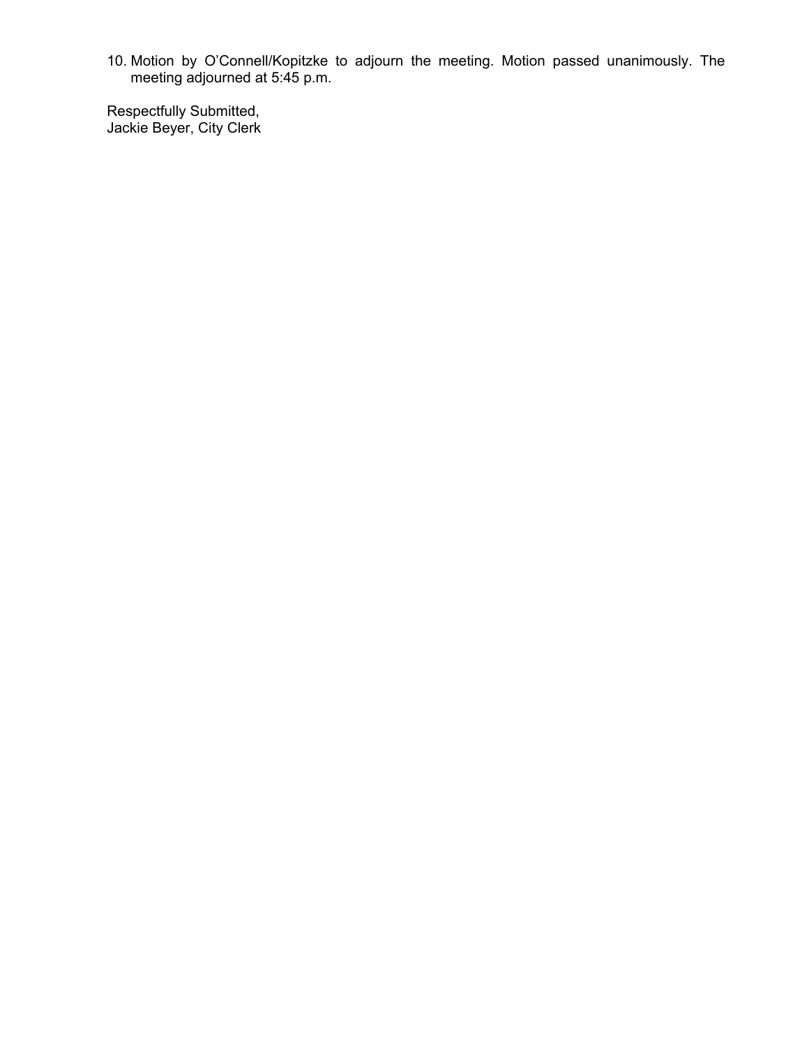10. Motion by O'Connell/Kopitzke to adjourn the meeting. Motion passed unanimously. The meeting adjourned at 5:45 p.m.

Respectfully Submitted,
Jackie Beyer, City Clerk